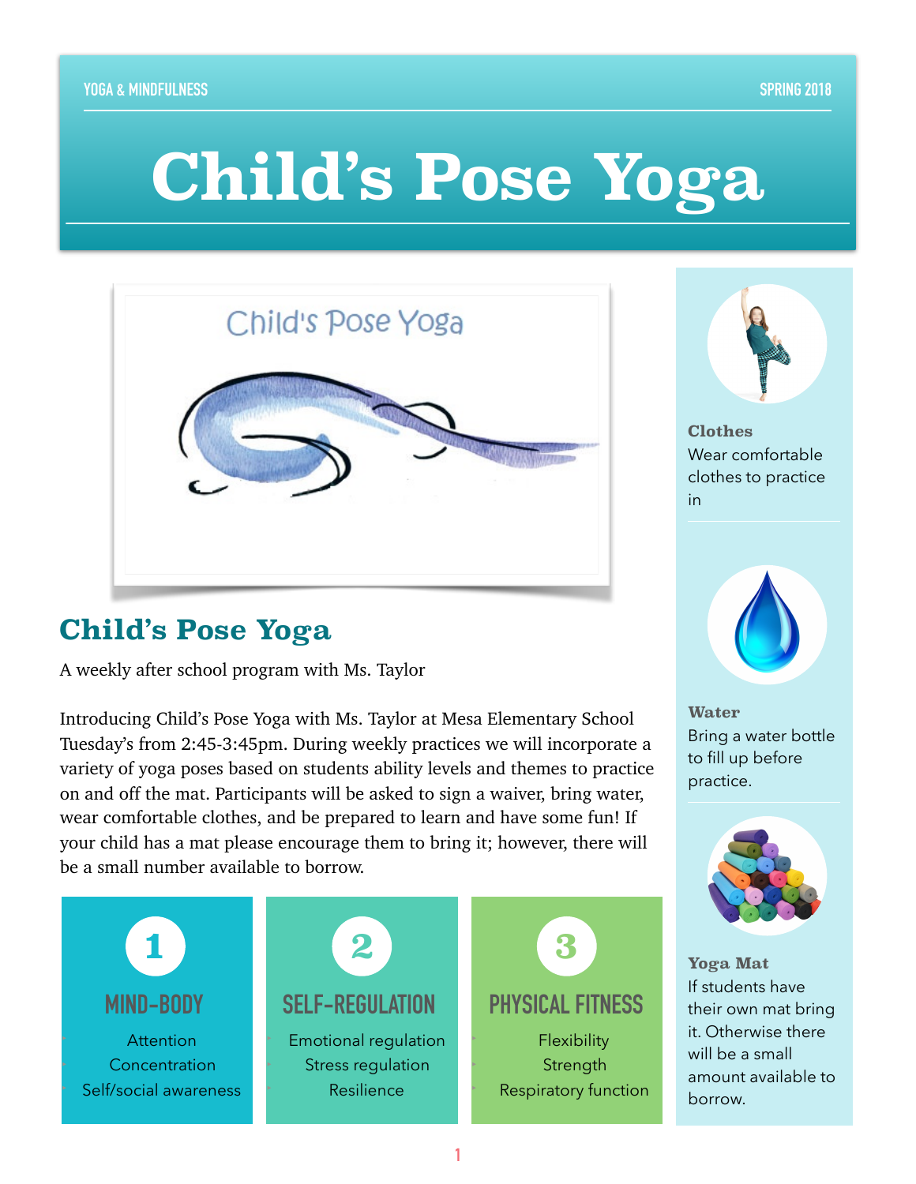YOGA & MINDFULNESS SPRING 2018

# Child's Pose Yoga

## Child's Pose Yoga

A weekly after school program with Ms. Taylor

Introducing Child's Pose Yoga with Ms. Taylor at Mesa Elementary School Tuesday's from 2:45-3:45pm. During weekly practices we will incorporate a variety of yoga poses based on students ability levels and themes to practice on and off the mat. Participants will be asked to sign a waiver, bring water, wear comfortable clothes, and be prepared to learn and have some fun! If your child has a mat please encourage them to bring it; however, there will be a small number available to borrow.

### 1 MIND-BODY

- Attention
- Concentration
- Self/social awareness

### 2 SELF-REGULATION

- Emotional regulation
- Stress regulation
- Resilience

### 3 PHYSICAL FITNESS

- Flexibility
- Strength
- Respiratory function

**Clothes**
Wear comfortable clothes to practice in

**Water**
Bring a water bottle to fill up before practice.

**Yoga Mat**
If students have their own mat bring it. Otherwise there will be a small amount available to borrow.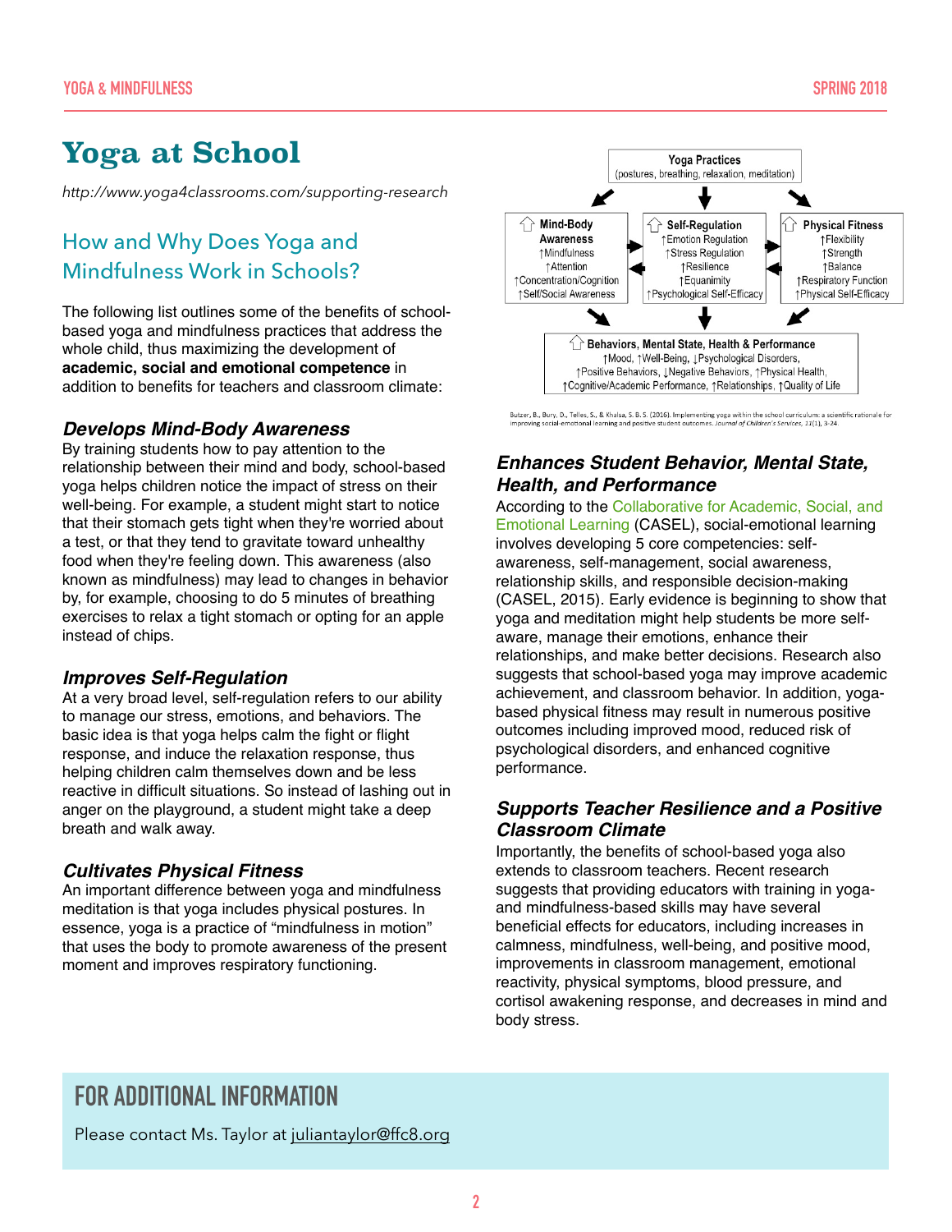# Yoga at School

*http://www.yoga4classrooms.com/supporting-research*

## How and Why Does Yoga and Mindfulness Work in Schools?

The following list outlines some of the benefits of school-based yoga and mindfulness practices that address the whole child, thus maximizing the development of **academic, social and emotional competence** in addition to benefits for teachers and classroom climate:

### *Develops Mind-Body Awareness*

By training students how to pay attention to the relationship between their mind and body, school-based yoga helps children notice the impact of stress on their well-being. For example, a student might start to notice that their stomach gets tight when they're worried about a test, or that they tend to gravitate toward unhealthy food when they're feeling down. This awareness (also known as mindfulness) may lead to changes in behavior by, for example, choosing to do 5 minutes of breathing exercises to relax a tight stomach or opting for an apple instead of chips.

### *Improves Self-Regulation*

At a very broad level, self-regulation refers to our ability to manage our stress, emotions, and behaviors. The basic idea is that yoga helps calm the fight or flight response, and induce the relaxation response, thus helping children calm themselves down and be less reactive in difficult situations. So instead of lashing out in anger on the playground, a student might take a deep breath and walk away.

### *Cultivates Physical Fitness*

An important difference between yoga and mindfulness meditation is that yoga includes physical postures. In essence, yoga is a practice of "mindfulness in motion" that uses the body to promote awareness of the present moment and improves respiratory functioning.

Yoga Practices
(postures, breathing, relaxation, meditation)

Mind-Body Awareness
↑Mindfulness
↑Attention
↑Concentration/Cognition
↑Self/Social Awareness

Self-Regulation
↑Emotion Regulation
↑Stress Regulation
↑Resilience
↑Equanimity
↑Psychological Self-Efficacy

Physical Fitness
↑Flexibility
↑Strength
↑Balance
↑Respiratory Function
↑Physical Self-Efficacy

Behaviors, Mental State, Health & Performance
↑Mood, ↑Well-Being, ↓Psychological Disorders,
↑Positive Behaviors, ↓Negative Behaviors, ↑Physical Health,
↑Cognitive/Academic Performance, ↑Relationships, ↑Quality of Life

Butzer, B., Bury, D., Telles, S., & Khalsa, S. B. S. (2016). Implementing yoga within the school curriculum: a scientific rationale for improving social-emotional learning and positive student outcomes. *Journal of Children's Services, 11*(1), 3-24.

### *Enhances Student Behavior, Mental State, Health, and Performance*

According to the Collaborative for Academic, Social, and Emotional Learning (CASEL), social-emotional learning involves developing 5 core competencies: self-awareness, self-management, social awareness, relationship skills, and responsible decision-making (CASEL, 2015). Early evidence is beginning to show that yoga and meditation might help students be more self-aware, manage their emotions, enhance their relationships, and make better decisions. Research also suggests that school-based yoga may improve academic achievement, and classroom behavior. In addition, yoga-based physical fitness may result in numerous positive outcomes including improved mood, reduced risk of psychological disorders, and enhanced cognitive performance.

### *Supports Teacher Resilience and a Positive Classroom Climate*

Importantly, the benefits of school-based yoga also extends to classroom teachers. Recent research suggests that providing educators with training in yoga- and mindfulness-based skills may have several beneficial effects for educators, including increases in calmness, mindfulness, well-being, and positive mood, improvements in classroom management, emotional reactivity, physical symptoms, blood pressure, and cortisol awakening response, and decreases in mind and body stress.

## FOR ADDITIONAL INFORMATION

Please contact Ms. Taylor at juliantaylor@ffc8.org